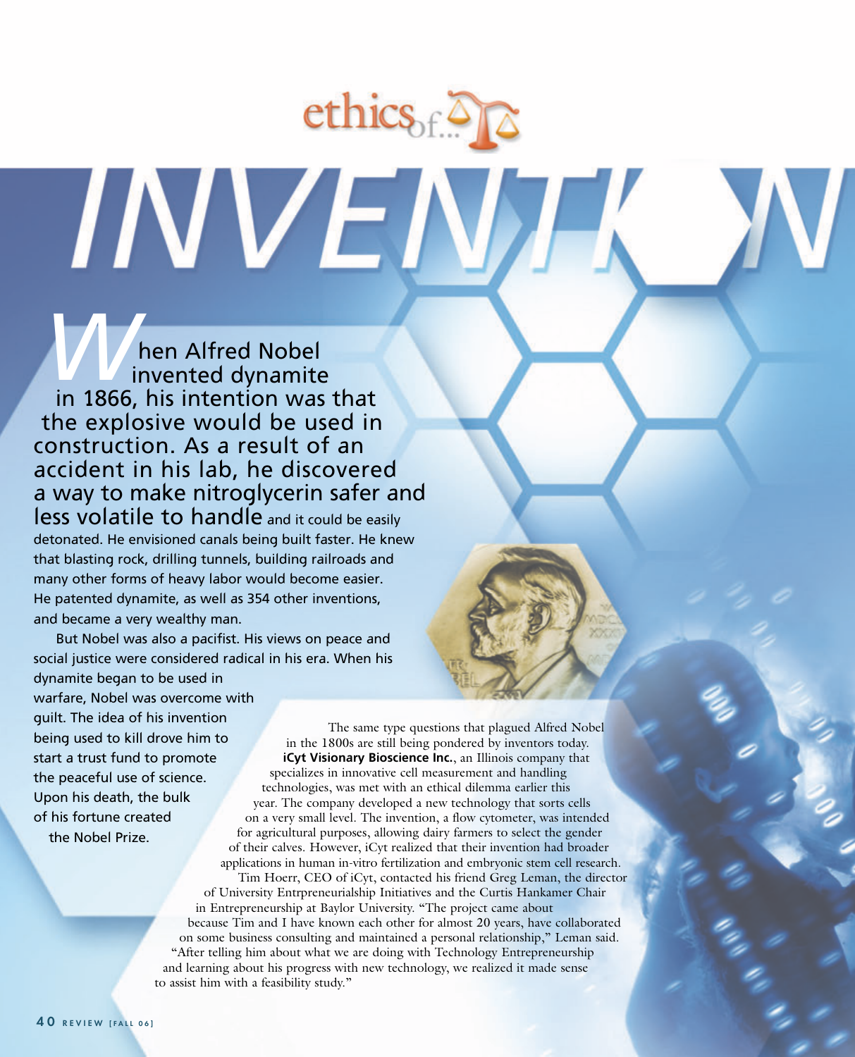ethics of...

# INVENTION

When Alfred Nobel invented dynamite in 1866, his intention was that the explosive would be used in construction. As a result of an accident in his lab, he discovered a way to make nitroglycerin safer and less volatile to handle and it could be easily detonated. He envisioned canals being built faster. He knew that blasting rock, drilling tunnels, building railroads and many other forms of heavy labor would become easier. He patented dynamite, as well as 354 other inventions, and became a very wealthy man.

But Nobel was also a pacifist. His views on peace and social justice were considered radical in his era. When his dynamite began to be used in warfare, Nobel was overcome with guilt. The idea of his invention being used to kill drove him to start a trust fund to promote the peaceful use of science. Upon his death, the bulk of his fortune created the Nobel Prize.

The same type questions that plagued Alfred Nobel in the 1800s are still being pondered by inventors today. **iCyt Visionary Bioscience Inc.**, an Illinois company that specializes in innovative cell measurement and handling technologies, was met with an ethical dilemma earlier this year. The company developed a new technology that sorts cells on a very small level. The invention, a flow cytometer, was intended for agricultural purposes, allowing dairy farmers to select the gender of their calves. However, iCyt realized that their invention had broader applications in human in-vitro fertilization and embryonic stem cell research.

Tim Hoerr, CEO of iCyt, contacted his friend Greg Leman, the director of University Entrpreneurialship Initiatives and the Curtis Hankamer Chair in Entrepreneurship at Baylor University. "The project came about because Tim and I have known each other for almost 20 years, have collaborated on some business consulting and maintained a personal relationship," Leman said. "After telling him about what we are doing with Technology Entrepreneurship and learning about his progress with new technology, we realized it made sense to assist him with a feasibility study."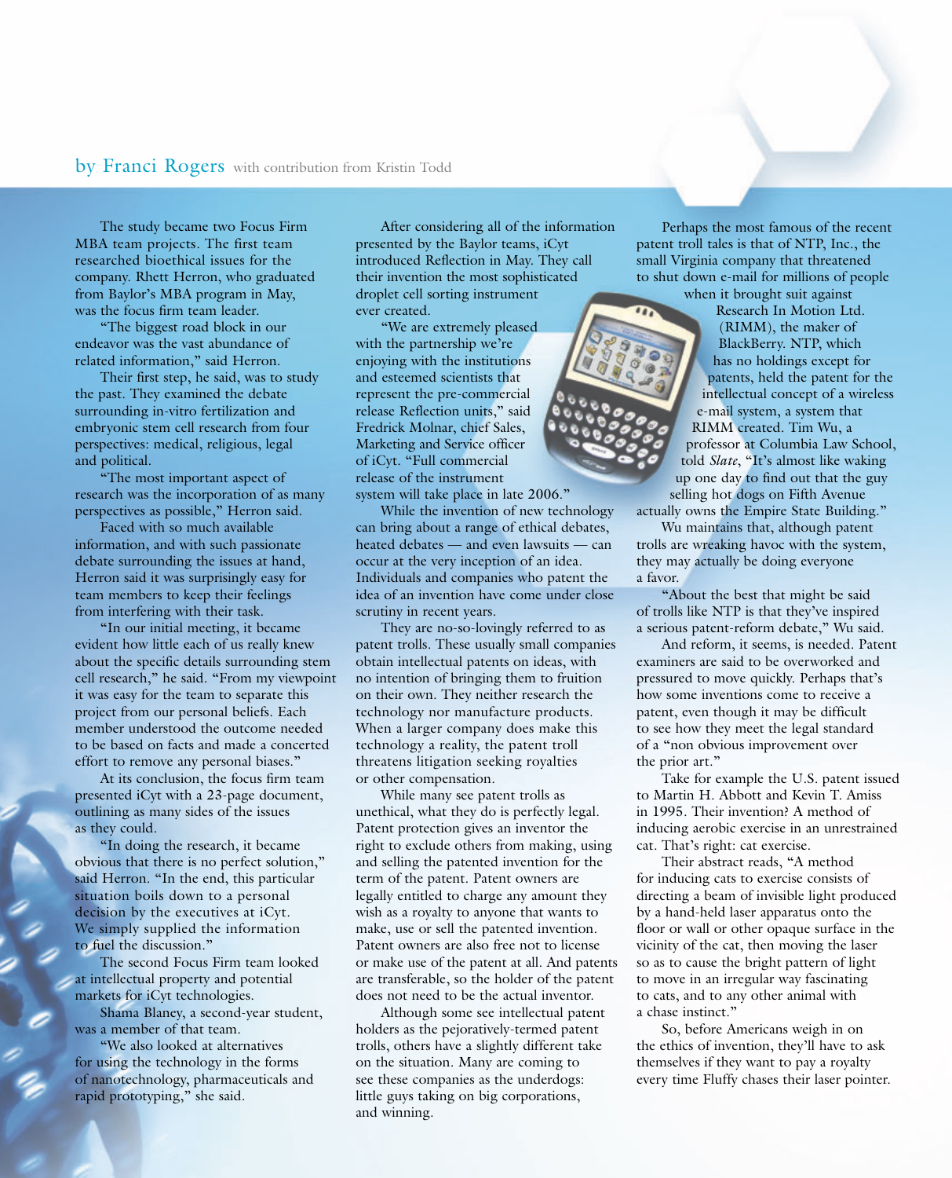by Franci Rogers with contribution from Kristin Todd

The study became two Focus Firm MBA team projects. The first team researched bioethical issues for the company. Rhett Herron, who graduated from Baylor's MBA program in May, was the focus firm team leader.

"The biggest road block in our endeavor was the vast abundance of related information," said Herron.

Their first step, he said, was to study the past. They examined the debate surrounding in-vitro fertilization and embryonic stem cell research from four perspectives: medical, religious, legal and political.

"The most important aspect of research was the incorporation of as many perspectives as possible," Herron said.

Faced with so much available information, and with such passionate debate surrounding the issues at hand, Herron said it was surprisingly easy for team members to keep their feelings from interfering with their task.

"In our initial meeting, it became evident how little each of us really knew about the specific details surrounding stem cell research," he said. "From my viewpoint it was easy for the team to separate this project from our personal beliefs. Each member understood the outcome needed to be based on facts and made a concerted effort to remove any personal biases."

At its conclusion, the focus firm team presented iCyt with a 23-page document, outlining as many sides of the issues as they could.

"In doing the research, it became obvious that there is no perfect solution," said Herron. "In the end, this particular situation boils down to a personal decision by the executives at iCyt. We simply supplied the information to fuel the discussion."

The second Focus Firm team looked at intellectual property and potential markets for iCyt technologies.

Shama Blaney, a second-year student, was a member of that team.

"We also looked at alternatives for using the technology in the forms of nanotechnology, pharmaceuticals and rapid prototyping," she said.

After considering all of the information presented by the Baylor teams, iCyt introduced Reflection in May. They call their invention the most sophisticated droplet cell sorting instrument ever created.

"We are extremely pleased with the partnership we're enjoying with the institutions and esteemed scientists that represent the pre-commercial release Reflection units," said Fredrick Molnar, chief Sales, Marketing and Service officer of iCyt. "Full commercial release of the instrument system will take place in late 2006."

While the invention of new technology can bring about a range of ethical debates, heated debates — and even lawsuits — can occur at the very inception of an idea. Individuals and companies who patent the idea of an invention have come under close scrutiny in recent years.

They are no-so-lovingly referred to as patent trolls. These usually small companies obtain intellectual patents on ideas, with no intention of bringing them to fruition on their own. They neither research the technology nor manufacture products. When a larger company does make this technology a reality, the patent troll threatens litigation seeking royalties or other compensation.

While many see patent trolls as unethical, what they do is perfectly legal. Patent protection gives an inventor the right to exclude others from making, using and selling the patented invention for the term of the patent. Patent owners are legally entitled to charge any amount they wish as a royalty to anyone that wants to make, use or sell the patented invention. Patent owners are also free not to license or make use of the patent at all. And patents are transferable, so the holder of the patent does not need to be the actual inventor.

Although some see intellectual patent holders as the pejoratively-termed patent trolls, others have a slightly different take on the situation. Many are coming to see these companies as the underdogs: little guys taking on big corporations, and winning.

Perhaps the most famous of the recent patent troll tales is that of NTP, Inc., the small Virginia company that threatened to shut down e-mail for millions of people when it brought suit against Research In Motion Ltd. (RIMM), the maker of BlackBerry. NTP, which has no holdings except for patents, held the patent for the intellectual concept of a wireless e-mail system, a system that RIMM created. Tim Wu, a professor at Columbia Law School, told *Slate*, "It's almost like waking up one day to find out that the guy selling hot dogs on Fifth Avenue actually owns the Empire State Building."

Wu maintains that, although patent trolls are wreaking havoc with the system, they may actually be doing everyone a favor.

"About the best that might be said of trolls like NTP is that they've inspired a serious patent-reform debate," Wu said.

And reform, it seems, is needed. Patent examiners are said to be overworked and pressured to move quickly. Perhaps that's how some inventions come to receive a patent, even though it may be difficult to see how they meet the legal standard of a "non obvious improvement over the prior art."

Take for example the U.S. patent issued to Martin H. Abbott and Kevin T. Amiss in 1995. Their invention? A method of inducing aerobic exercise in an unrestrained cat. That's right: cat exercise.

Their abstract reads, "A method for inducing cats to exercise consists of directing a beam of invisible light produced by a hand-held laser apparatus onto the floor or wall or other opaque surface in the vicinity of the cat, then moving the laser so as to cause the bright pattern of light to move in an irregular way fascinating to cats, and to any other animal with a chase instinct."

So, before Americans weigh in on the ethics of invention, they'll have to ask themselves if they want to pay a royalty every time Fluffy chases their laser pointer.